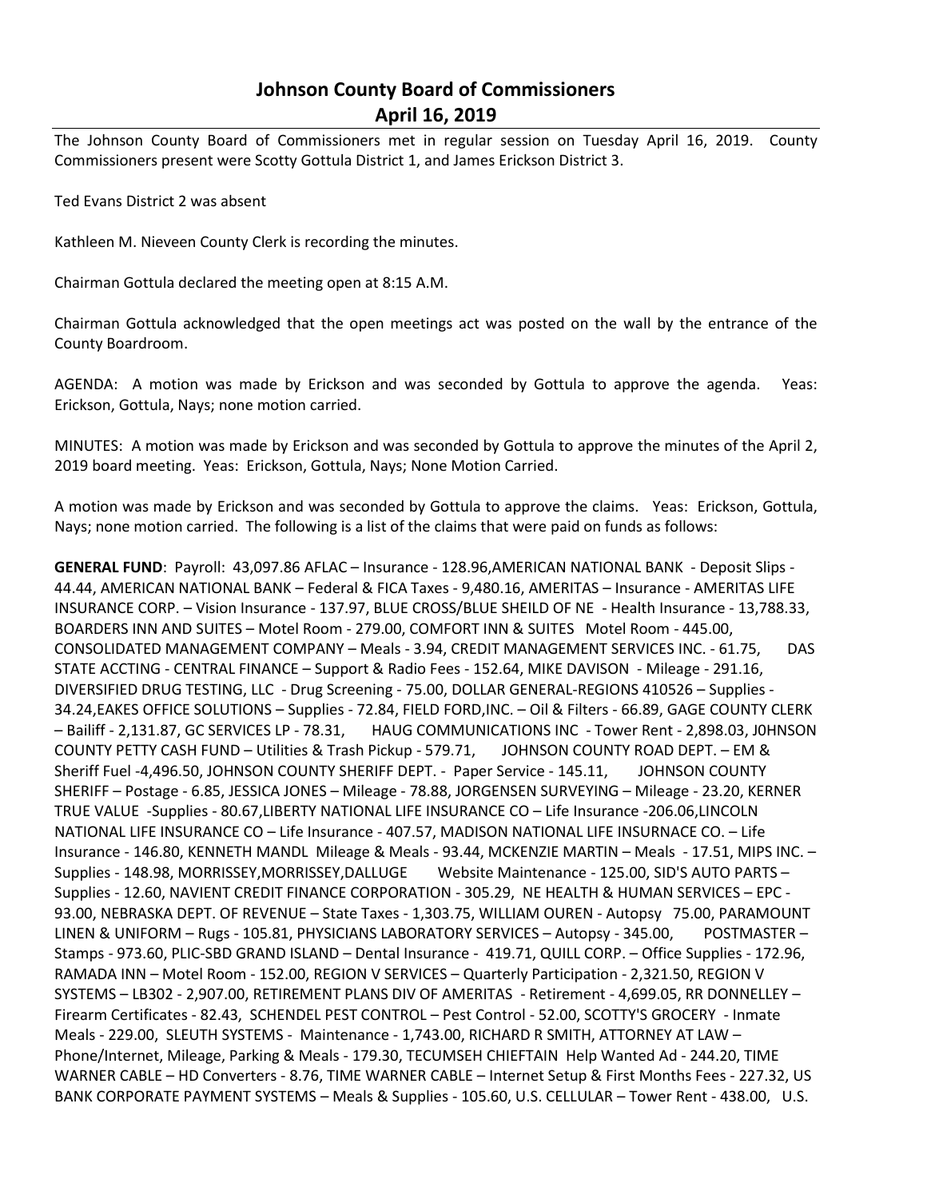# Johnson County Board of Commissioners
## April 16, 2019

The Johnson County Board of Commissioners met in regular session on Tuesday April 16, 2019. County Commissioners present were Scotty Gottula District 1, and James Erickson District 3.

Ted Evans District 2 was absent

Kathleen M. Nieveen County Clerk is recording the minutes.

Chairman Gottula declared the meeting open at 8:15 A.M.

Chairman Gottula acknowledged that the open meetings act was posted on the wall by the entrance of the County Boardroom.

AGENDA: A motion was made by Erickson and was seconded by Gottula to approve the agenda. Yeas: Erickson, Gottula, Nays; none motion carried.

MINUTES: A motion was made by Erickson and was seconded by Gottula to approve the minutes of the April 2, 2019 board meeting. Yeas: Erickson, Gottula, Nays; None Motion Carried.

A motion was made by Erickson and was seconded by Gottula to approve the claims. Yeas: Erickson, Gottula, Nays; none motion carried. The following is a list of the claims that were paid on funds as follows:

**GENERAL FUND**: Payroll: 43,097.86 AFLAC – Insurance - 128.96,AMERICAN NATIONAL BANK - Deposit Slips - 44.44, AMERICAN NATIONAL BANK – Federal & FICA Taxes - 9,480.16, AMERITAS – Insurance - AMERITAS LIFE INSURANCE CORP. – Vision Insurance - 137.97, BLUE CROSS/BLUE SHEILD OF NE - Health Insurance - 13,788.33, BOARDERS INN AND SUITES – Motel Room - 279.00, COMFORT INN & SUITES Motel Room - 445.00, CONSOLIDATED MANAGEMENT COMPANY – Meals - 3.94, CREDIT MANAGEMENT SERVICES INC. - 61.75, DAS STATE ACCTING - CENTRAL FINANCE – Support & Radio Fees - 152.64, MIKE DAVISON - Mileage - 291.16, DIVERSIFIED DRUG TESTING, LLC - Drug Screening - 75.00, DOLLAR GENERAL-REGIONS 410526 – Supplies - 34.24,EAKES OFFICE SOLUTIONS – Supplies - 72.84, FIELD FORD,INC. – Oil & Filters - 66.89, GAGE COUNTY CLERK – Bailiff - 2,131.87, GC SERVICES LP - 78.31, HAUG COMMUNICATIONS INC - Tower Rent - 2,898.03, J0HNSON COUNTY PETTY CASH FUND – Utilities & Trash Pickup - 579.71, JOHNSON COUNTY ROAD DEPT. – EM & Sheriff Fuel -4,496.50, JOHNSON COUNTY SHERIFF DEPT. - Paper Service - 145.11, JOHNSON COUNTY SHERIFF – Postage - 6.85, JESSICA JONES – Mileage - 78.88, JORGENSEN SURVEYING – Mileage - 23.20, KERNER TRUE VALUE -Supplies - 80.67,LIBERTY NATIONAL LIFE INSURANCE CO – Life Insurance -206.06,LINCOLN NATIONAL LIFE INSURANCE CO – Life Insurance - 407.57, MADISON NATIONAL LIFE INSURNACE CO. – Life Insurance - 146.80, KENNETH MANDL Mileage & Meals - 93.44, MCKENZIE MARTIN – Meals - 17.51, MIPS INC. – Supplies - 148.98, MORRISSEY,MORRISSEY,DALLUGE Website Maintenance - 125.00, SID'S AUTO PARTS – Supplies - 12.60, NAVIENT CREDIT FINANCE CORPORATION - 305.29, NE HEALTH & HUMAN SERVICES – EPC - 93.00, NEBRASKA DEPT. OF REVENUE – State Taxes - 1,303.75, WILLIAM OUREN - Autopsy 75.00, PARAMOUNT LINEN & UNIFORM – Rugs - 105.81, PHYSICIANS LABORATORY SERVICES – Autopsy - 345.00, POSTMASTER – Stamps - 973.60, PLIC-SBD GRAND ISLAND – Dental Insurance - 419.71, QUILL CORP. – Office Supplies - 172.96, RAMADA INN – Motel Room - 152.00, REGION V SERVICES – Quarterly Participation - 2,321.50, REGION V SYSTEMS – LB302 - 2,907.00, RETIREMENT PLANS DIV OF AMERITAS - Retirement - 4,699.05, RR DONNELLEY – Firearm Certificates - 82.43, SCHENDEL PEST CONTROL – Pest Control - 52.00, SCOTTY'S GROCERY - Inmate Meals - 229.00, SLEUTH SYSTEMS - Maintenance - 1,743.00, RICHARD R SMITH, ATTORNEY AT LAW – Phone/Internet, Mileage, Parking & Meals - 179.30, TECUMSEH CHIEFTAIN Help Wanted Ad - 244.20, TIME WARNER CABLE – HD Converters - 8.76, TIME WARNER CABLE – Internet Setup & First Months Fees - 227.32, US BANK CORPORATE PAYMENT SYSTEMS – Meals & Supplies - 105.60, U.S. CELLULAR – Tower Rent - 438.00, U.S.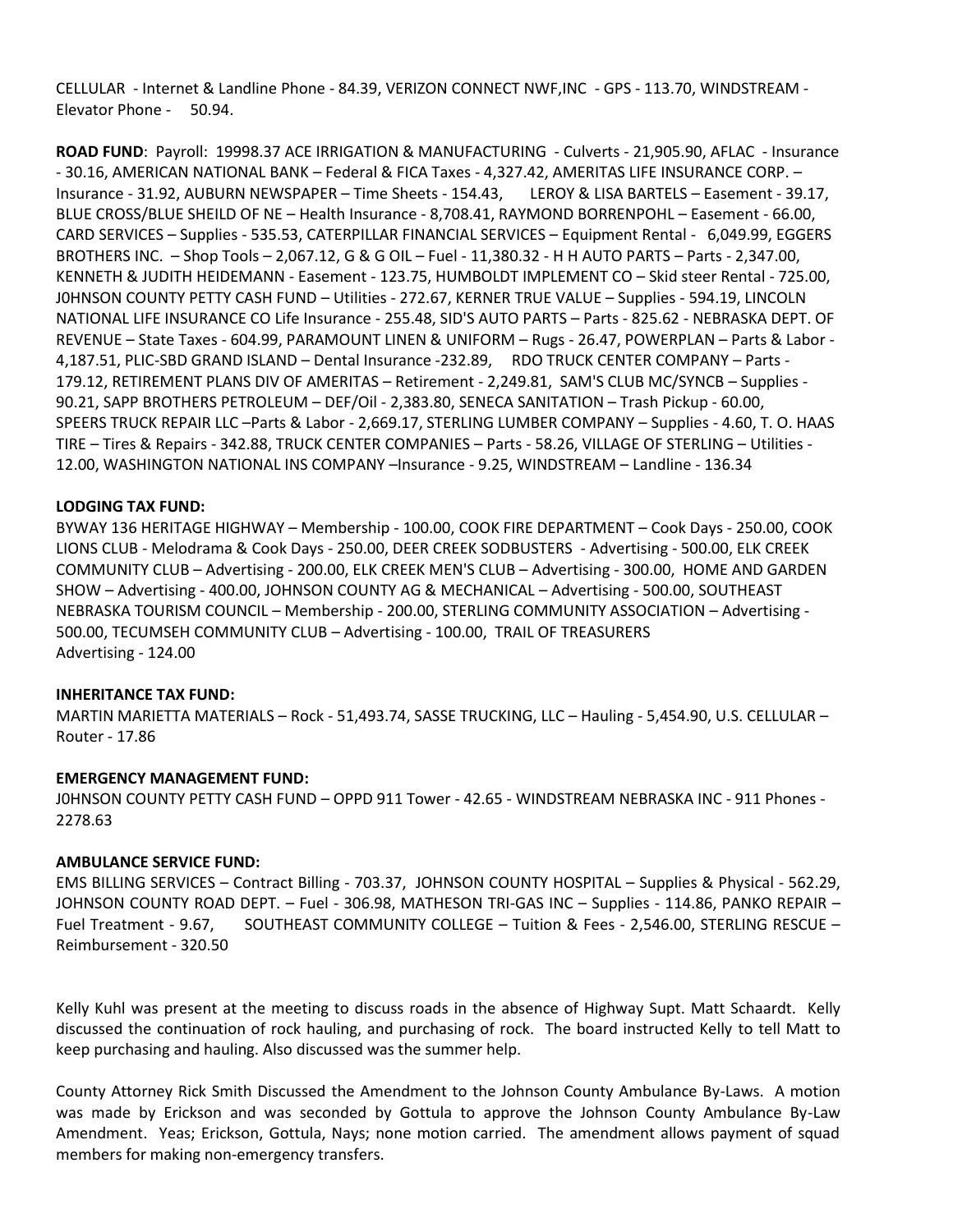CELLULAR - Internet & Landline Phone - 84.39, VERIZON CONNECT NWF,INC - GPS - 113.70, WINDSTREAM - Elevator Phone - 50.94.

**ROAD FUND**: Payroll: 19998.37 ACE IRRIGATION & MANUFACTURING - Culverts - 21,905.90, AFLAC - Insurance - 30.16, AMERICAN NATIONAL BANK – Federal & FICA Taxes - 4,327.42, AMERITAS LIFE INSURANCE CORP. – Insurance - 31.92, AUBURN NEWSPAPER – Time Sheets - 154.43, LEROY & LISA BARTELS – Easement - 39.17, BLUE CROSS/BLUE SHEILD OF NE – Health Insurance - 8,708.41, RAYMOND BORRENPOHL – Easement - 66.00, CARD SERVICES – Supplies - 535.53, CATERPILLAR FINANCIAL SERVICES – Equipment Rental - 6,049.99, EGGERS BROTHERS INC. – Shop Tools – 2,067.12, G & G OIL – Fuel - 11,380.32 - H H AUTO PARTS – Parts - 2,347.00, KENNETH & JUDITH HEIDEMANN - Easement - 123.75, HUMBOLDT IMPLEMENT CO – Skid steer Rental - 725.00, J0HNSON COUNTY PETTY CASH FUND – Utilities - 272.67, KERNER TRUE VALUE – Supplies - 594.19, LINCOLN NATIONAL LIFE INSURANCE CO Life Insurance - 255.48, SID'S AUTO PARTS – Parts - 825.62 - NEBRASKA DEPT. OF REVENUE – State Taxes - 604.99, PARAMOUNT LINEN & UNIFORM – Rugs - 26.47, POWERPLAN – Parts & Labor - 4,187.51, PLIC-SBD GRAND ISLAND – Dental Insurance -232.89, RDO TRUCK CENTER COMPANY – Parts - 179.12, RETIREMENT PLANS DIV OF AMERITAS – Retirement - 2,249.81, SAM'S CLUB MC/SYNCB – Supplies - 90.21, SAPP BROTHERS PETROLEUM – DEF/Oil - 2,383.80, SENECA SANITATION – Trash Pickup - 60.00, SPEERS TRUCK REPAIR LLC –Parts & Labor - 2,669.17, STERLING LUMBER COMPANY – Supplies - 4.60, T. O. HAAS TIRE – Tires & Repairs - 342.88, TRUCK CENTER COMPANIES – Parts - 58.26, VILLAGE OF STERLING – Utilities - 12.00, WASHINGTON NATIONAL INS COMPANY –Insurance - 9.25, WINDSTREAM – Landline - 136.34

**LODGING TAX FUND:**

BYWAY 136 HERITAGE HIGHWAY – Membership - 100.00, COOK FIRE DEPARTMENT – Cook Days - 250.00, COOK LIONS CLUB - Melodrama & Cook Days - 250.00, DEER CREEK SODBUSTERS - Advertising - 500.00, ELK CREEK COMMUNITY CLUB – Advertising - 200.00, ELK CREEK MEN'S CLUB – Advertising - 300.00, HOME AND GARDEN SHOW – Advertising - 400.00, JOHNSON COUNTY AG & MECHANICAL – Advertising - 500.00, SOUTHEAST NEBRASKA TOURISM COUNCIL – Membership - 200.00, STERLING COMMUNITY ASSOCIATION – Advertising - 500.00, TECUMSEH COMMUNITY CLUB – Advertising - 100.00, TRAIL OF TREASURERS Advertising - 124.00

**INHERITANCE TAX FUND:**

MARTIN MARIETTA MATERIALS – Rock - 51,493.74, SASSE TRUCKING, LLC – Hauling - 5,454.90, U.S. CELLULAR – Router - 17.86

**EMERGENCY MANAGEMENT FUND:**

J0HNSON COUNTY PETTY CASH FUND – OPPD 911 Tower - 42.65 - WINDSTREAM NEBRASKA INC - 911 Phones - 2278.63

**AMBULANCE SERVICE FUND:**

EMS BILLING SERVICES – Contract Billing - 703.37, JOHNSON COUNTY HOSPITAL – Supplies & Physical - 562.29, JOHNSON COUNTY ROAD DEPT. – Fuel - 306.98, MATHESON TRI-GAS INC – Supplies - 114.86, PANKO REPAIR – Fuel Treatment - 9.67, SOUTHEAST COMMUNITY COLLEGE – Tuition & Fees - 2,546.00, STERLING RESCUE – Reimbursement - 320.50

Kelly Kuhl was present at the meeting to discuss roads in the absence of Highway Supt. Matt Schaardt. Kelly discussed the continuation of rock hauling, and purchasing of rock. The board instructed Kelly to tell Matt to keep purchasing and hauling. Also discussed was the summer help.

County Attorney Rick Smith Discussed the Amendment to the Johnson County Ambulance By-Laws. A motion was made by Erickson and was seconded by Gottula to approve the Johnson County Ambulance By-Law Amendment. Yeas; Erickson, Gottula, Nays; none motion carried. The amendment allows payment of squad members for making non-emergency transfers.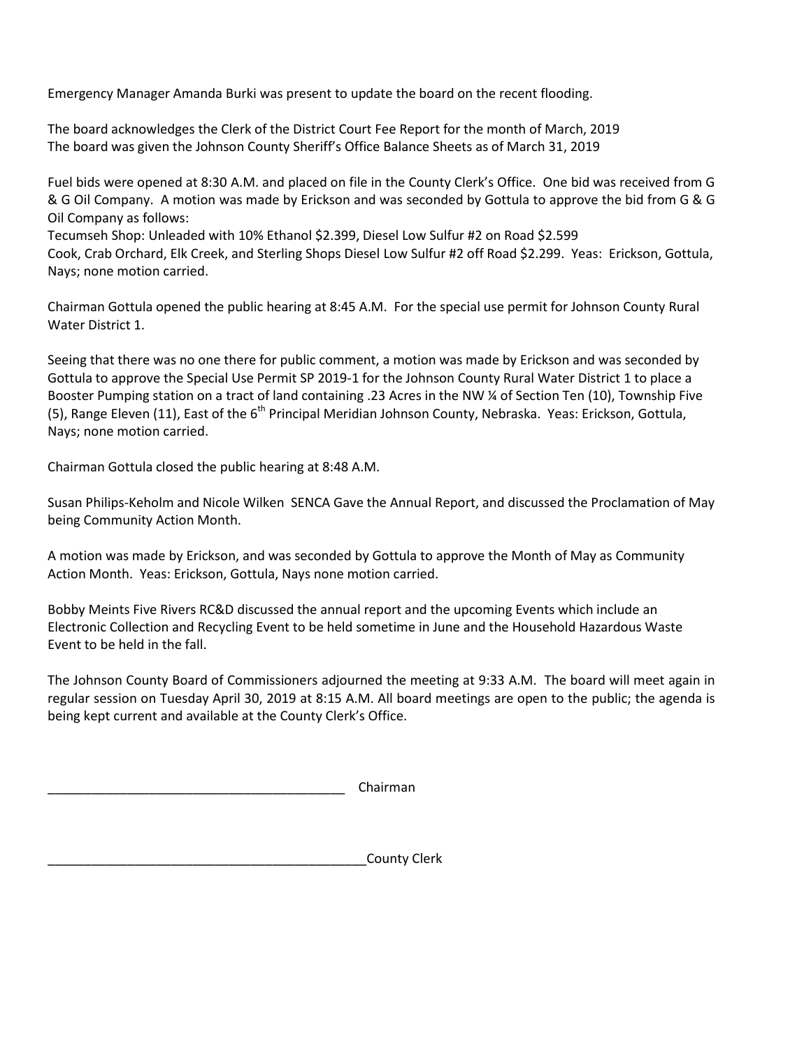Emergency Manager Amanda Burki was present to update the board on the recent flooding.

The board acknowledges the Clerk of the District Court Fee Report for the month of March, 2019
The board was given the Johnson County Sheriff's Office Balance Sheets as of March 31, 2019

Fuel bids were opened at 8:30 A.M. and placed on file in the County Clerk's Office. One bid was received from G & G Oil Company. A motion was made by Erickson and was seconded by Gottula to approve the bid from G & G Oil Company as follows:
Tecumseh Shop: Unleaded with 10% Ethanol $2.399, Diesel Low Sulfur #2 on Road $2.599
Cook, Crab Orchard, Elk Creek, and Sterling Shops Diesel Low Sulfur #2 off Road $2.299. Yeas: Erickson, Gottula, Nays; none motion carried.

Chairman Gottula opened the public hearing at 8:45 A.M. For the special use permit for Johnson County Rural Water District 1.

Seeing that there was no one there for public comment, a motion was made by Erickson and was seconded by Gottula to approve the Special Use Permit SP 2019-1 for the Johnson County Rural Water District 1 to place a Booster Pumping station on a tract of land containing .23 Acres in the NW ¼ of Section Ten (10), Township Five (5), Range Eleven (11), East of the 6th Principal Meridian Johnson County, Nebraska. Yeas: Erickson, Gottula, Nays; none motion carried.

Chairman Gottula closed the public hearing at 8:48 A.M.

Susan Philips-Keholm and Nicole Wilken SENCA Gave the Annual Report, and discussed the Proclamation of May being Community Action Month.

A motion was made by Erickson, and was seconded by Gottula to approve the Month of May as Community Action Month. Yeas: Erickson, Gottula, Nays none motion carried.

Bobby Meints Five Rivers RC&D discussed the annual report and the upcoming Events which include an Electronic Collection and Recycling Event to be held sometime in June and the Household Hazardous Waste Event to be held in the fall.

The Johnson County Board of Commissioners adjourned the meeting at 9:33 A.M. The board will meet again in regular session on Tuesday April 30, 2019 at 8:15 A.M. All board meetings are open to the public; the agenda is being kept current and available at the County Clerk's Office.

__________________________________________ Chairman

____________________________________________County Clerk